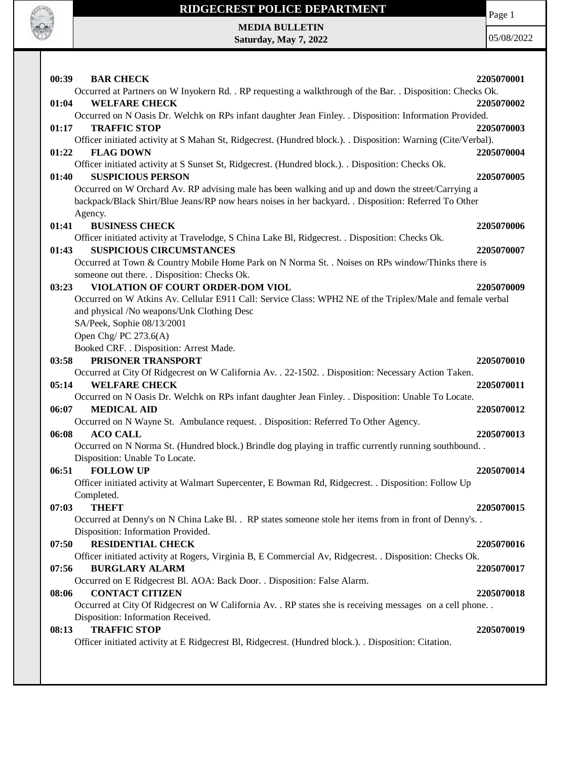# RIDGECREST POLICE DEPARTMENT

**MEDIA BULLETIN**
**Saturday, May 7, 2022**

05/08/2022

**00:39 BAR CHECK 2205070001**
Occurred at Partners on W Inyokern Rd. . RP requesting a walkthrough of the Bar. . Disposition: Checks Ok.

**01:04 WELFARE CHECK 2205070002**
Occurred on N Oasis Dr. Welchk on RPs infant daughter Jean Finley. . Disposition: Information Provided.

**01:17 TRAFFIC STOP 2205070003**
Officer initiated activity at S Mahan St, Ridgecrest. (Hundred block.). . Disposition: Warning (Cite/Verbal).

**01:22 FLAG DOWN 2205070004**
Officer initiated activity at S Sunset St, Ridgecrest. (Hundred block.). . Disposition: Checks Ok.

**01:40 SUSPICIOUS PERSON 2205070005**
Occurred on W Orchard Av. RP advising male has been walking and up and down the street/Carrying a backpack/Black Shirt/Blue Jeans/RP now hears noises in her backyard. . Disposition: Referred To Other Agency.

**01:41 BUSINESS CHECK 2205070006**
Officer initiated activity at Travelodge, S China Lake Bl, Ridgecrest. . Disposition: Checks Ok.

**01:43 SUSPICIOUS CIRCUMSTANCES 2205070007**
Occurred at Town & Country Mobile Home Park on N Norma St. . Noises on RPs window/Thinks there is someone out there. . Disposition: Checks Ok.

**03:23 VIOLATION OF COURT ORDER-DOM VIOL 2205070009**
Occurred on W Atkins Av. Cellular E911 Call: Service Class: WPH2 NE of the Triplex/Male and female verbal and physical /No weapons/Unk Clothing Desc
SA/Peek, Sophie 08/13/2001
Open Chg/ PC 273.6(A)
Booked CRF. . Disposition: Arrest Made.

**03:58 PRISONER TRANSPORT 2205070010**
Occurred at City Of Ridgecrest on W California Av. . 22-1502. . Disposition: Necessary Action Taken.

**05:14 WELFARE CHECK 2205070011**
Occurred on N Oasis Dr. Welchk on RPs infant daughter Jean Finley. . Disposition: Unable To Locate.

**06:07 MEDICAL AID 2205070012**
Occurred on N Wayne St. Ambulance request. . Disposition: Referred To Other Agency.

**06:08 ACO CALL 2205070013**
Occurred on N Norma St. (Hundred block.) Brindle dog playing in traffic currently running southbound. . Disposition: Unable To Locate.

**06:51 FOLLOW UP 2205070014**
Officer initiated activity at Walmart Supercenter, E Bowman Rd, Ridgecrest. . Disposition: Follow Up Completed.

**07:03 THEFT 2205070015**
Occurred at Denny's on N China Lake Bl. . RP states someone stole her items from in front of Denny's. . Disposition: Information Provided.

**07:50 RESIDENTIAL CHECK 2205070016**
Officer initiated activity at Rogers, Virginia B, E Commercial Av, Ridgecrest. . Disposition: Checks Ok.

**07:56 BURGLARY ALARM 2205070017**
Occurred on E Ridgecrest Bl. AOA: Back Door. . Disposition: False Alarm.

**08:06 CONTACT CITIZEN 2205070018**
Occurred at City Of Ridgecrest on W California Av. . RP states she is receiving messages on a cell phone. . Disposition: Information Received.

**08:13 TRAFFIC STOP 2205070019**
Officer initiated activity at E Ridgecrest Bl, Ridgecrest. (Hundred block.). . Disposition: Citation.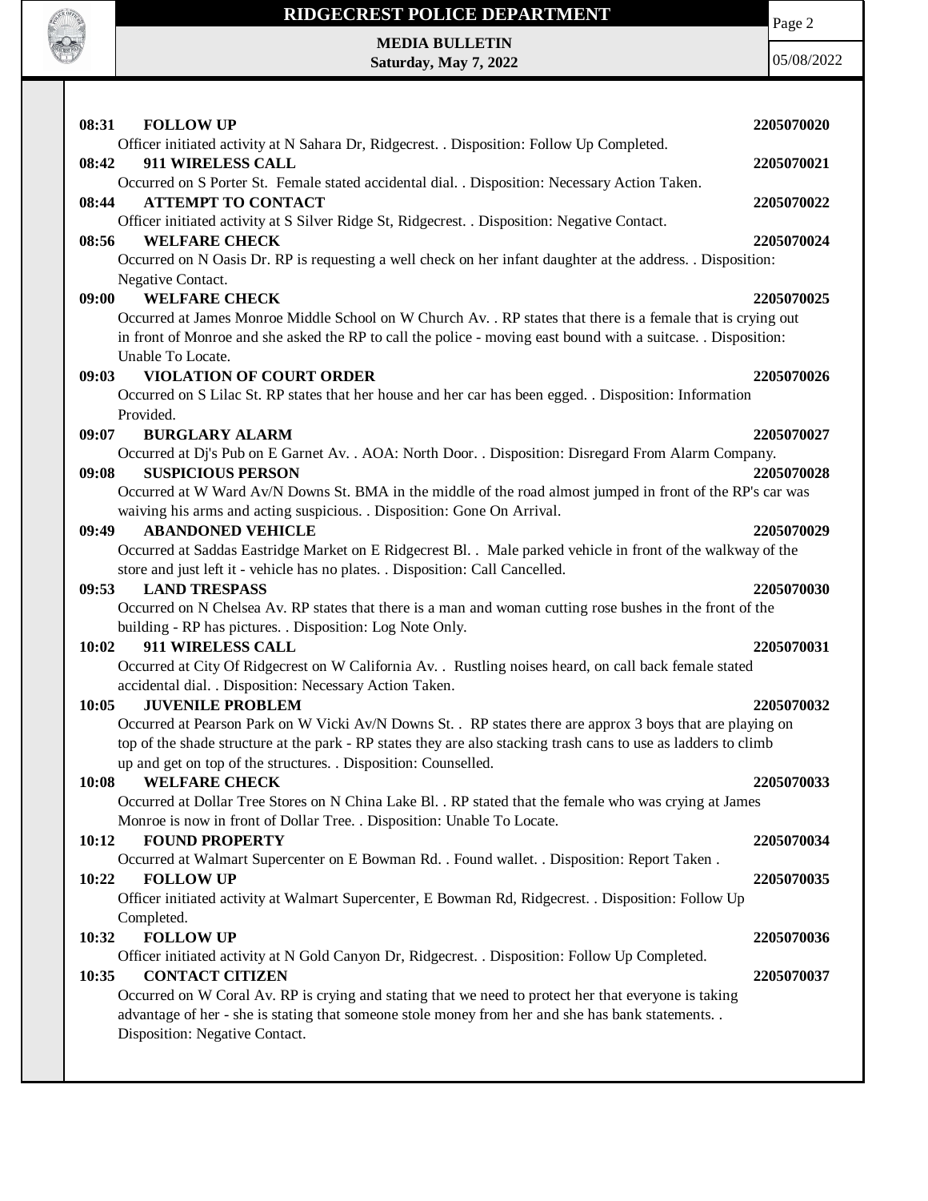**08:31 FOLLOW UP** **2205070020**

Officer initiated activity at N Sahara Dr, Ridgecrest. . Disposition: Follow Up Completed.

**08:42 911 WIRELESS CALL** **2205070021**

Occurred on S Porter St. Female stated accidental dial. . Disposition: Necessary Action Taken.

**08:44 ATTEMPT TO CONTACT** **2205070022**

Officer initiated activity at S Silver Ridge St, Ridgecrest. . Disposition: Negative Contact.

**08:56 WELFARE CHECK** **2205070024**

Occurred on N Oasis Dr. RP is requesting a well check on her infant daughter at the address. . Disposition: Negative Contact.

**09:00 WELFARE CHECK** **2205070025**

Occurred at James Monroe Middle School on W Church Av. . RP states that there is a female that is crying out in front of Monroe and she asked the RP to call the police - moving east bound with a suitcase. . Disposition: Unable To Locate.

**09:03 VIOLATION OF COURT ORDER** **2205070026**

Occurred on S Lilac St. RP states that her house and her car has been egged. . Disposition: Information Provided.

**09:07 BURGLARY ALARM** **2205070027**

Occurred at Dj's Pub on E Garnet Av. . AOA: North Door. . Disposition: Disregard From Alarm Company.

**09:08 SUSPICIOUS PERSON** **2205070028**

Occurred at W Ward Av/N Downs St. BMA in the middle of the road almost jumped in front of the RP's car was waiving his arms and acting suspicious. . Disposition: Gone On Arrival.

**09:49 ABANDONED VEHICLE** **2205070029**

Occurred at Saddas Eastridge Market on E Ridgecrest Bl. . Male parked vehicle in front of the walkway of the store and just left it - vehicle has no plates. . Disposition: Call Cancelled.

**09:53 LAND TRESPASS** **2205070030**

Occurred on N Chelsea Av. RP states that there is a man and woman cutting rose bushes in the front of the building - RP has pictures. . Disposition: Log Note Only.

**10:02 911 WIRELESS CALL** **2205070031**

Occurred at City Of Ridgecrest on W California Av. . Rustling noises heard, on call back female stated accidental dial. . Disposition: Necessary Action Taken.

**10:05 JUVENILE PROBLEM** **2205070032**

Occurred at Pearson Park on W Vicki Av/N Downs St. . RP states there are approx 3 boys that are playing on top of the shade structure at the park - RP states they are also stacking trash cans to use as ladders to climb up and get on top of the structures. . Disposition: Counselled.

**10:08 WELFARE CHECK** **2205070033**

Occurred at Dollar Tree Stores on N China Lake Bl. . RP stated that the female who was crying at James Monroe is now in front of Dollar Tree. . Disposition: Unable To Locate.

**10:12 FOUND PROPERTY** **2205070034**

Occurred at Walmart Supercenter on E Bowman Rd. . Found wallet. . Disposition: Report Taken .

**10:22 FOLLOW UP** **2205070035**

Officer initiated activity at Walmart Supercenter, E Bowman Rd, Ridgecrest. . Disposition: Follow Up Completed.

**10:32 FOLLOW UP** **2205070036**

Officer initiated activity at N Gold Canyon Dr, Ridgecrest. . Disposition: Follow Up Completed.

**10:35 CONTACT CITIZEN** **2205070037**

Occurred on W Coral Av. RP is crying and stating that we need to protect her that everyone is taking advantage of her - she is stating that someone stole money from her and she has bank statements. . Disposition: Negative Contact.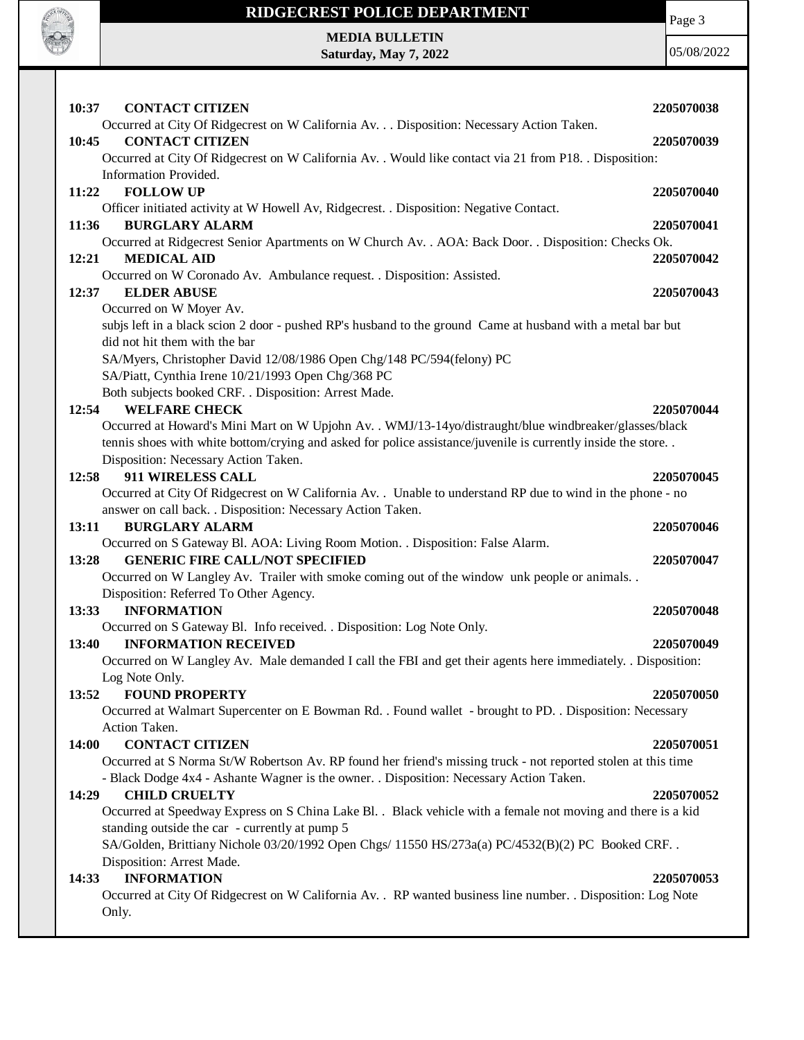**10:37 CONTACT CITIZEN 2205070038**

Occurred at City Of Ridgecrest on W California Av. . . Disposition: Necessary Action Taken.

**10:45 CONTACT CITIZEN 2205070039**

Occurred at City Of Ridgecrest on W California Av. . Would like contact via 21 from P18. . Disposition: Information Provided.

**11:22 FOLLOW UP 2205070040**

Officer initiated activity at W Howell Av, Ridgecrest. . Disposition: Negative Contact.

**11:36 BURGLARY ALARM 2205070041**

Occurred at Ridgecrest Senior Apartments on W Church Av. . AOA: Back Door. . Disposition: Checks Ok.

**12:21 MEDICAL AID 2205070042**

Occurred on W Coronado Av. Ambulance request. . Disposition: Assisted.

**12:37 ELDER ABUSE 2205070043**

Occurred on W Moyer Av.

subjs left in a black scion 2 door - pushed RP's husband to the ground Came at husband with a metal bar but did not hit them with the bar

SA/Myers, Christopher David 12/08/1986 Open Chg/148 PC/594(felony) PC

SA/Piatt, Cynthia Irene 10/21/1993 Open Chg/368 PC

Both subjects booked CRF. . Disposition: Arrest Made.

**12:54 WELFARE CHECK 2205070044**

Occurred at Howard's Mini Mart on W Upjohn Av. . WMJ/13-14yo/distraught/blue windbreaker/glasses/black tennis shoes with white bottom/crying and asked for police assistance/juvenile is currently inside the store. . Disposition: Necessary Action Taken.

**12:58 911 WIRELESS CALL 2205070045**

Occurred at City Of Ridgecrest on W California Av. . Unable to understand RP due to wind in the phone - no answer on call back. . Disposition: Necessary Action Taken.

**13:11 BURGLARY ALARM 2205070046**

Occurred on S Gateway Bl. AOA: Living Room Motion. . Disposition: False Alarm.

**13:28 GENERIC FIRE CALL/NOT SPECIFIED 2205070047**

Occurred on W Langley Av. Trailer with smoke coming out of the window unk people or animals. . Disposition: Referred To Other Agency.

**13:33 INFORMATION 2205070048**

Occurred on S Gateway Bl. Info received. . Disposition: Log Note Only.

**13:40 INFORMATION RECEIVED 2205070049**

Occurred on W Langley Av. Male demanded I call the FBI and get their agents here immediately. . Disposition: Log Note Only.

**13:52 FOUND PROPERTY 2205070050**

Occurred at Walmart Supercenter on E Bowman Rd. . Found wallet - brought to PD. . Disposition: Necessary Action Taken.

**14:00 CONTACT CITIZEN 2205070051**

Occurred at S Norma St/W Robertson Av. RP found her friend's missing truck - not reported stolen at this time - Black Dodge 4x4 - Ashante Wagner is the owner. . Disposition: Necessary Action Taken.

**14:29 CHILD CRUELTY 2205070052**

Occurred at Speedway Express on S China Lake Bl. . Black vehicle with a female not moving and there is a kid standing outside the car - currently at pump 5

SA/Golden, Brittiany Nichole 03/20/1992 Open Chgs/ 11550 HS/273a(a) PC/4532(B)(2) PC Booked CRF. . Disposition: Arrest Made.

**14:33 INFORMATION 2205070053**

Occurred at City Of Ridgecrest on W California Av. . RP wanted business line number. . Disposition: Log Note Only.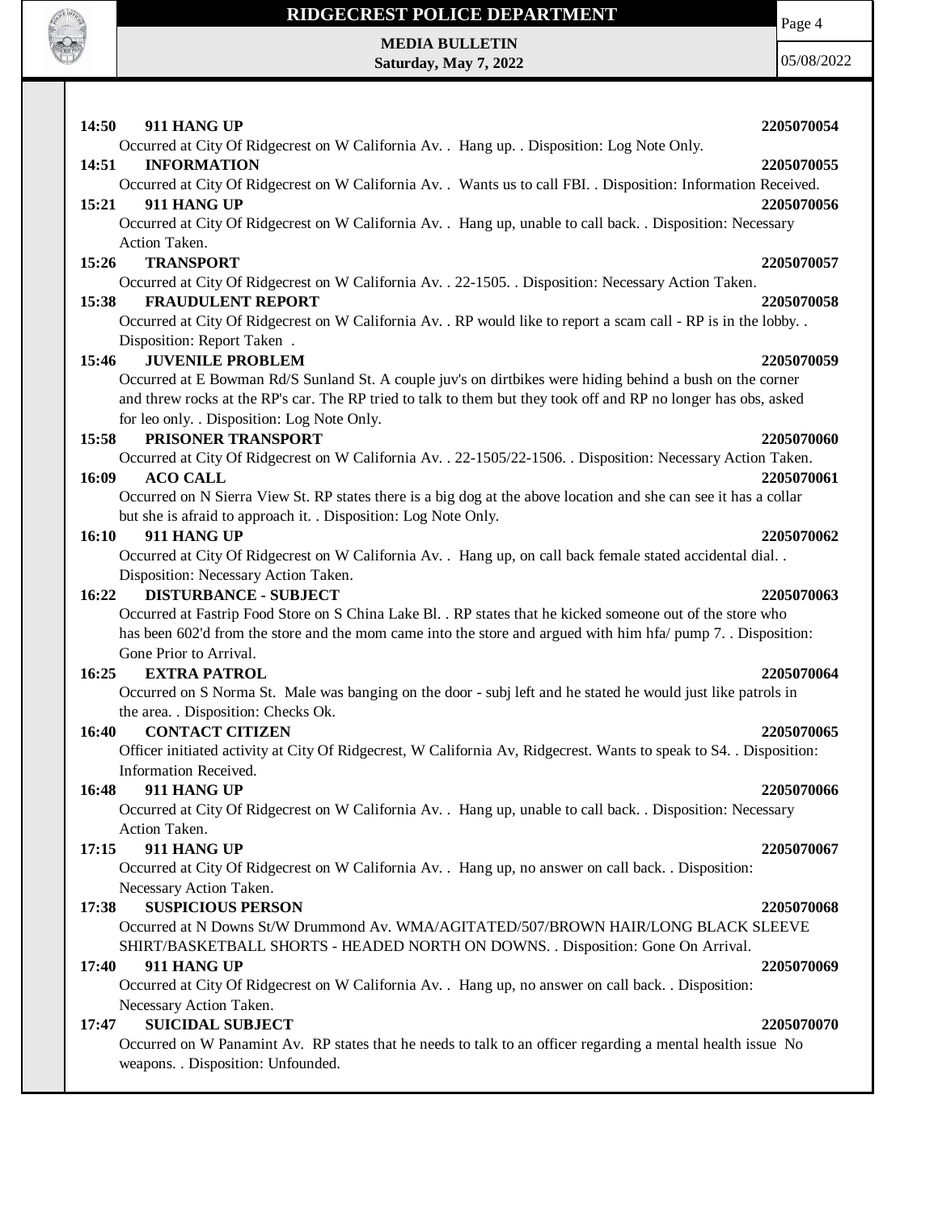**14:50 911 HANG UP** **2205070054**
Occurred at City Of Ridgecrest on W California Av. . Hang up. . Disposition: Log Note Only.

**14:51 INFORMATION** **2205070055**
Occurred at City Of Ridgecrest on W California Av. . Wants us to call FBI. . Disposition: Information Received.

**15:21 911 HANG UP** **2205070056**
Occurred at City Of Ridgecrest on W California Av. . Hang up, unable to call back. . Disposition: Necessary Action Taken.

**15:26 TRANSPORT** **2205070057**
Occurred at City Of Ridgecrest on W California Av. . 22-1505. . Disposition: Necessary Action Taken.

**15:38 FRAUDULENT REPORT** **2205070058**
Occurred at City Of Ridgecrest on W California Av. . RP would like to report a scam call - RP is in the lobby. . Disposition: Report Taken .

**15:46 JUVENILE PROBLEM** **2205070059**
Occurred at E Bowman Rd/S Sunland St. A couple juv's on dirtbikes were hiding behind a bush on the corner and threw rocks at the RP's car. The RP tried to talk to them but they took off and RP no longer has obs, asked for leo only. . Disposition: Log Note Only.

**15:58 PRISONER TRANSPORT** **2205070060**
Occurred at City Of Ridgecrest on W California Av. . 22-1505/22-1506. . Disposition: Necessary Action Taken.

**16:09 ACO CALL** **2205070061**
Occurred on N Sierra View St. RP states there is a big dog at the above location and she can see it has a collar but she is afraid to approach it. . Disposition: Log Note Only.

**16:10 911 HANG UP** **2205070062**
Occurred at City Of Ridgecrest on W California Av. . Hang up, on call back female stated accidental dial. . Disposition: Necessary Action Taken.

**16:22 DISTURBANCE - SUBJECT** **2205070063**
Occurred at Fastrip Food Store on S China Lake Bl. . RP states that he kicked someone out of the store who has been 602'd from the store and the mom came into the store and argued with him hfa/ pump 7. . Disposition: Gone Prior to Arrival.

**16:25 EXTRA PATROL** **2205070064**
Occurred on S Norma St. Male was banging on the door - subj left and he stated he would just like patrols in the area. . Disposition: Checks Ok.

**16:40 CONTACT CITIZEN** **2205070065**
Officer initiated activity at City Of Ridgecrest, W California Av, Ridgecrest. Wants to speak to S4. . Disposition: Information Received.

**16:48 911 HANG UP** **2205070066**
Occurred at City Of Ridgecrest on W California Av. . Hang up, unable to call back. . Disposition: Necessary Action Taken.

**17:15 911 HANG UP** **2205070067**
Occurred at City Of Ridgecrest on W California Av. . Hang up, no answer on call back. . Disposition: Necessary Action Taken.

**17:38 SUSPICIOUS PERSON** **2205070068**
Occurred at N Downs St/W Drummond Av. WMA/AGITATED/507/BROWN HAIR/LONG BLACK SLEEVE SHIRT/BASKETBALL SHORTS - HEADED NORTH ON DOWNS. . Disposition: Gone On Arrival.

**17:40 911 HANG UP** **2205070069**
Occurred at City Of Ridgecrest on W California Av. . Hang up, no answer on call back. . Disposition: Necessary Action Taken.

**17:47 SUICIDAL SUBJECT** **2205070070**
Occurred on W Panamint Av. RP states that he needs to talk to an officer regarding a mental health issue No weapons. . Disposition: Unfounded.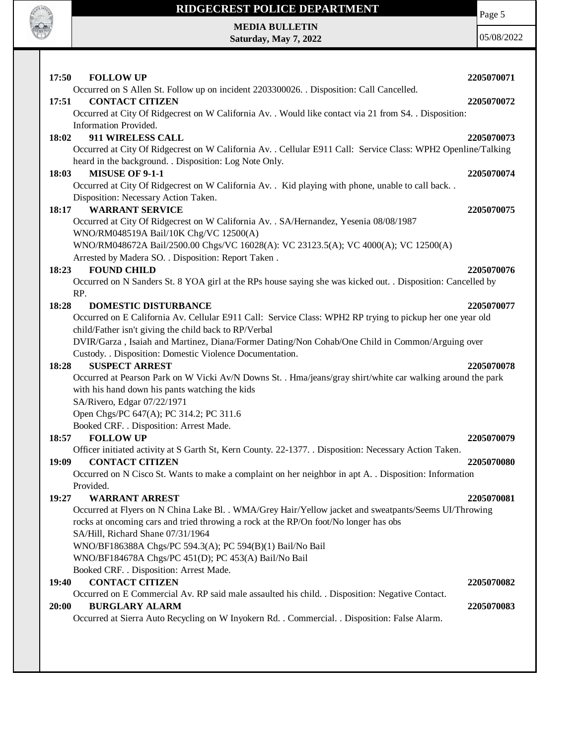**17:50 FOLLOW UP** **2205070071**

Occurred on S Allen St. Follow up on incident 2203300026. . Disposition: Call Cancelled.

**17:51 CONTACT CITIZEN** **2205070072**

Occurred at City Of Ridgecrest on W California Av. . Would like contact via 21 from S4. . Disposition: Information Provided.

**18:02 911 WIRELESS CALL** **2205070073**

Occurred at City Of Ridgecrest on W California Av. . Cellular E911 Call: Service Class: WPH2 Openline/Talking heard in the background. . Disposition: Log Note Only.

**18:03 MISUSE OF 9-1-1** **2205070074**

Occurred at City Of Ridgecrest on W California Av. . Kid playing with phone, unable to call back. . Disposition: Necessary Action Taken.

**18:17 WARRANT SERVICE** **2205070075**

Occurred at City Of Ridgecrest on W California Av. . SA/Hernandez, Yesenia 08/08/1987
WNO/RM048519A Bail/10K Chg/VC 12500(A)
WNO/RM048672A Bail/2500.00 Chgs/VC 16028(A): VC 23123.5(A); VC 4000(A); VC 12500(A)
Arrested by Madera SO. . Disposition: Report Taken .

**18:23 FOUND CHILD** **2205070076**

Occurred on N Sanders St. 8 YOA girl at the RPs house saying she was kicked out. . Disposition: Cancelled by RP.

**18:28 DOMESTIC DISTURBANCE** **2205070077**

Occurred on E California Av. Cellular E911 Call: Service Class: WPH2 RP trying to pickup her one year old child/Father isn't giving the child back to RP/Verbal
DVIR/Garza , Isaiah and Martinez, Diana/Former Dating/Non Cohab/One Child in Common/Arguing over Custody. . Disposition: Domestic Violence Documentation.

**18:28 SUSPECT ARREST** **2205070078**

Occurred at Pearson Park on W Vicki Av/N Downs St. . Hma/jeans/gray shirt/white car walking around the park with his hand down his pants watching the kids
SA/Rivero, Edgar 07/22/1971
Open Chgs/PC 647(A); PC 314.2; PC 311.6
Booked CRF. . Disposition: Arrest Made.

**18:57 FOLLOW UP** **2205070079**

Officer initiated activity at S Garth St, Kern County. 22-1377. . Disposition: Necessary Action Taken.

**19:09 CONTACT CITIZEN** **2205070080**

Occurred on N Cisco St. Wants to make a complaint on her neighbor in apt A. . Disposition: Information Provided.

**19:27 WARRANT ARREST** **2205070081**

Occurred at Flyers on N China Lake Bl. . WMA/Grey Hair/Yellow jacket and sweatpants/Seems UI/Throwing rocks at oncoming cars and tried throwing a rock at the RP/On foot/No longer has obs
SA/Hill, Richard Shane 07/31/1964
WNO/BF186388A Chgs/PC 594.3(A); PC 594(B)(1) Bail/No Bail
WNO/BF184678A Chgs/PC 451(D); PC 453(A) Bail/No Bail
Booked CRF. . Disposition: Arrest Made.

**19:40 CONTACT CITIZEN** **2205070082**

Occurred on E Commercial Av. RP said male assaulted his child. . Disposition: Negative Contact.

**20:00 BURGLARY ALARM** **2205070083**

Occurred at Sierra Auto Recycling on W Inyokern Rd. . Commercial. . Disposition: False Alarm.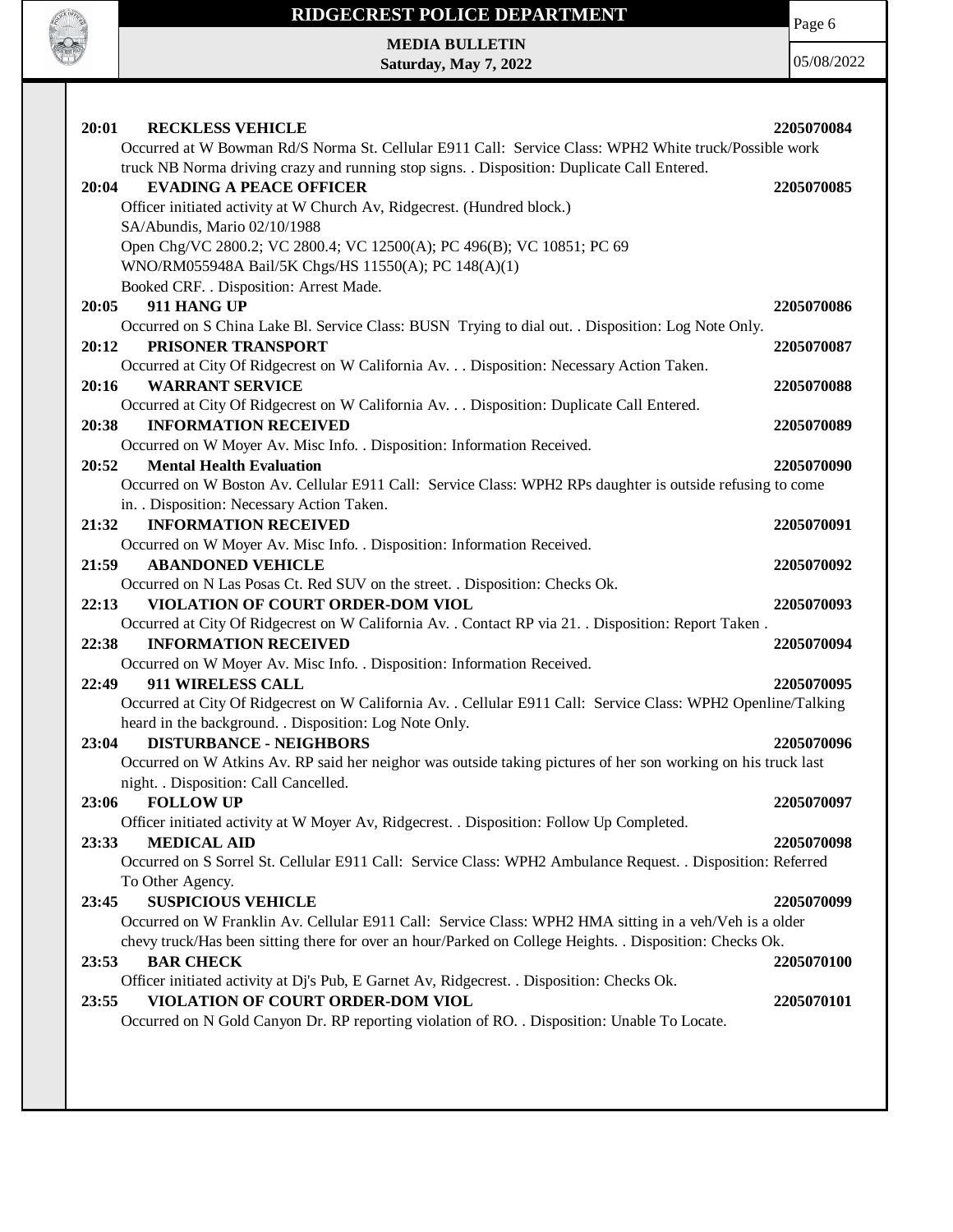**20:01 RECKLESS VEHICLE** **2205070084**

Occurred at W Bowman Rd/S Norma St. Cellular E911 Call: Service Class: WPH2 White truck/Possible work truck NB Norma driving crazy and running stop signs. . Disposition: Duplicate Call Entered.

**20:04 EVADING A PEACE OFFICER** **2205070085**

Officer initiated activity at W Church Av, Ridgecrest. (Hundred block.)
SA/Abundis, Mario 02/10/1988
Open Chg/VC 2800.2; VC 2800.4; VC 12500(A); PC 496(B); VC 10851; PC 69
WNO/RM055948A Bail/5K Chgs/HS 11550(A); PC 148(A)(1)
Booked CRF. . Disposition: Arrest Made.

**20:05 911 HANG UP** **2205070086**

Occurred on S China Lake Bl. Service Class: BUSN Trying to dial out. . Disposition: Log Note Only.

**20:12 PRISONER TRANSPORT** **2205070087**

Occurred at City Of Ridgecrest on W California Av. . . Disposition: Necessary Action Taken.

**20:16 WARRANT SERVICE** **2205070088**

Occurred at City Of Ridgecrest on W California Av. . . Disposition: Duplicate Call Entered.

**20:38 INFORMATION RECEIVED** **2205070089**

Occurred on W Moyer Av. Misc Info. . Disposition: Information Received.

**20:52 Mental Health Evaluation** **2205070090**

Occurred on W Boston Av. Cellular E911 Call: Service Class: WPH2 RPs daughter is outside refusing to come in. . Disposition: Necessary Action Taken.

**21:32 INFORMATION RECEIVED** **2205070091**

Occurred on W Moyer Av. Misc Info. . Disposition: Information Received.

**21:59 ABANDONED VEHICLE** **2205070092**

Occurred on N Las Posas Ct. Red SUV on the street. . Disposition: Checks Ok.

**22:13 VIOLATION OF COURT ORDER-DOM VIOL** **2205070093**

Occurred at City Of Ridgecrest on W California Av. . Contact RP via 21. . Disposition: Report Taken .

**22:38 INFORMATION RECEIVED** **2205070094**

Occurred on W Moyer Av. Misc Info. . Disposition: Information Received.

**22:49 911 WIRELESS CALL** **2205070095**

Occurred at City Of Ridgecrest on W California Av. . Cellular E911 Call: Service Class: WPH2 Openline/Talking heard in the background. . Disposition: Log Note Only.

**23:04 DISTURBANCE - NEIGHBORS** **2205070096**

Occurred on W Atkins Av. RP said her neighor was outside taking pictures of her son working on his truck last night. . Disposition: Call Cancelled.

**23:06 FOLLOW UP** **2205070097**

Officer initiated activity at W Moyer Av, Ridgecrest. . Disposition: Follow Up Completed.

**23:33 MEDICAL AID** **2205070098**

Occurred on S Sorrel St. Cellular E911 Call: Service Class: WPH2 Ambulance Request. . Disposition: Referred To Other Agency.

**23:45 SUSPICIOUS VEHICLE** **2205070099**

Occurred on W Franklin Av. Cellular E911 Call: Service Class: WPH2 HMA sitting in a veh/Veh is a older chevy truck/Has been sitting there for over an hour/Parked on College Heights. . Disposition: Checks Ok.

**23:53 BAR CHECK** **2205070100**

Officer initiated activity at Dj's Pub, E Garnet Av, Ridgecrest. . Disposition: Checks Ok.

**23:55 VIOLATION OF COURT ORDER-DOM VIOL** **2205070101**

Occurred on N Gold Canyon Dr. RP reporting violation of RO. . Disposition: Unable To Locate.